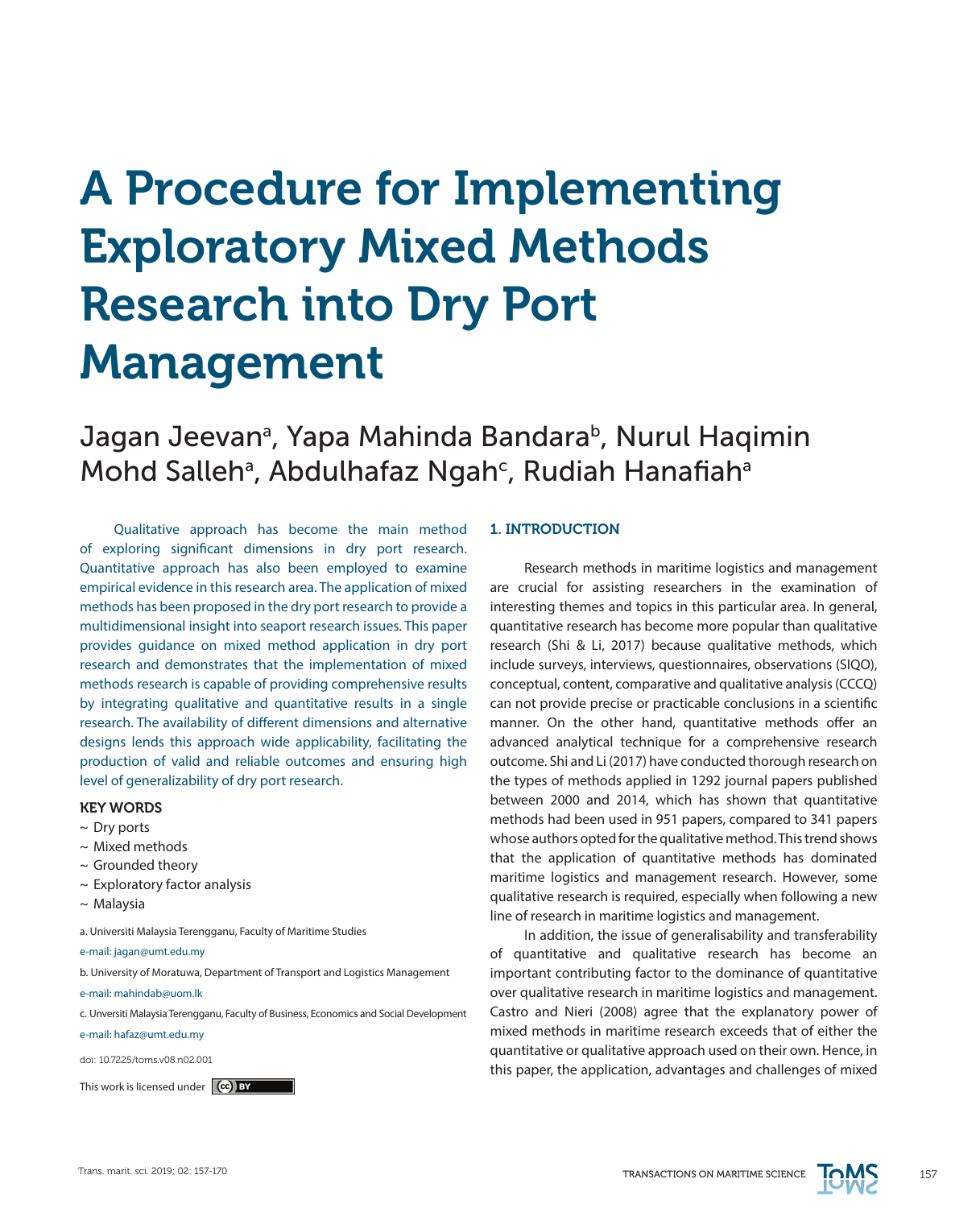# A Procedure for Implementing Exploratory Mixed Methods Research into Dry Port Management

Jagan Jeevan[a], Yapa Mahinda Bandara[b], Nurul Haqimin Mohd Salleh[a], Abdulhafaz Ngah[c], Rudiah Hanafiah[a]

Qualitative approach has become the main method of exploring significant dimensions in dry port research. Quantitative approach has also been employed to examine empirical evidence in this research area. The application of mixed methods has been proposed in the dry port research to provide a multidimensional insight into seaport research issues. This paper provides guidance on mixed method application in dry port research and demonstrates that the implementation of mixed methods research is capable of providing comprehensive results by integrating qualitative and quantitative results in a single research. The availability of different dimensions and alternative designs lends this approach wide applicability, facilitating the production of valid and reliable outcomes and ensuring high level of generalizability of dry port research.

**KEY WORDS**

- ~ Dry ports
- ~ Mixed methods
- ~ Grounded theory
- ~ Exploratory factor analysis
- ~ Malaysia

a. Universiti Malaysia Terengganu, Faculty of Maritime Studies

e-mail: jagan@umt.edu.my

b. University of Moratuwa, Department of Transport and Logistics Management

e-mail: mahindab@uom.lk

c. Unversiti Malaysia Terengganu, Faculty of Business, Economics and Social Development

e-mail: hafaz@umt.edu.my

doi: 10.7225/toms.v08.n02.001

This work is licensed under CC BY

## 1. INTRODUCTION

Research methods in maritime logistics and management are crucial for assisting researchers in the examination of interesting themes and topics in this particular area. In general, quantitative research has become more popular than qualitative research (Shi & Li, 2017) because qualitative methods, which include surveys, interviews, questionnaires, observations (SIQO), conceptual, content, comparative and qualitative analysis (CCCQ) can not provide precise or practicable conclusions in a scientific manner. On the other hand, quantitative methods offer an advanced analytical technique for a comprehensive research outcome. Shi and Li (2017) have conducted thorough research on the types of methods applied in 1292 journal papers published between 2000 and 2014, which has shown that quantitative methods had been used in 951 papers, compared to 341 papers whose authors opted for the qualitative method. This trend shows that the application of quantitative methods has dominated maritime logistics and management research. However, some qualitative research is required, especially when following a new line of research in maritime logistics and management.

In addition, the issue of generalisability and transferability of quantitative and qualitative research has become an important contributing factor to the dominance of quantitative over qualitative research in maritime logistics and management. Castro and Nieri (2008) agree that the explanatory power of mixed methods in maritime research exceeds that of either the quantitative or qualitative approach used on their own. Hence, in this paper, the application, advantages and challenges of mixed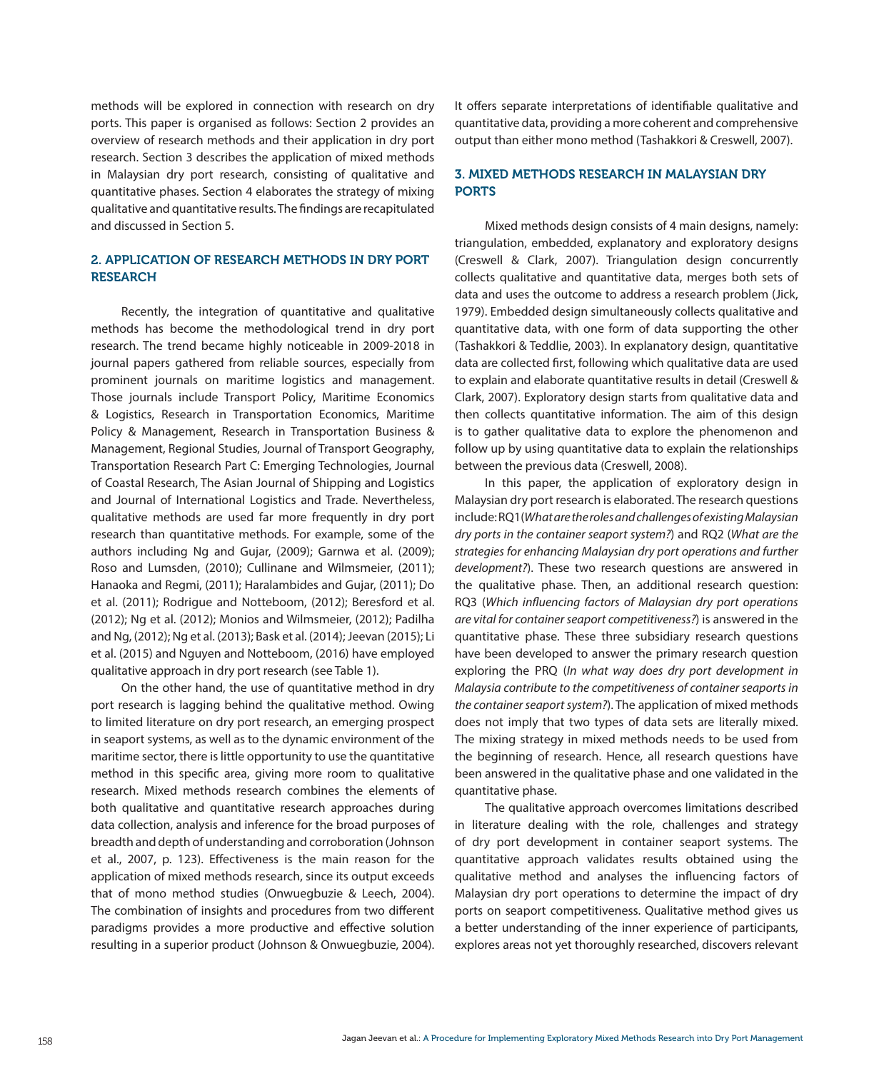methods will be explored in connection with research on dry ports. This paper is organised as follows: Section 2 provides an overview of research methods and their application in dry port research. Section 3 describes the application of mixed methods in Malaysian dry port research, consisting of qualitative and quantitative phases. Section 4 elaborates the strategy of mixing qualitative and quantitative results. The findings are recapitulated and discussed in Section 5.

## 2. APPLICATION OF RESEARCH METHODS IN DRY PORT RESEARCH

Recently, the integration of quantitative and qualitative methods has become the methodological trend in dry port research. The trend became highly noticeable in 2009-2018 in journal papers gathered from reliable sources, especially from prominent journals on maritime logistics and management. Those journals include Transport Policy, Maritime Economics & Logistics, Research in Transportation Economics, Maritime Policy & Management, Research in Transportation Business & Management, Regional Studies, Journal of Transport Geography, Transportation Research Part C: Emerging Technologies, Journal of Coastal Research, The Asian Journal of Shipping and Logistics and Journal of International Logistics and Trade. Nevertheless, qualitative methods are used far more frequently in dry port research than quantitative methods. For example, some of the authors including Ng and Gujar, (2009); Garnwa et al. (2009); Roso and Lumsden, (2010); Cullinane and Wilmsmeier, (2011); Hanaoka and Regmi, (2011); Haralambides and Gujar, (2011); Do et al. (2011); Rodrigue and Notteboom, (2012); Beresford et al. (2012); Ng et al. (2012); Monios and Wilmsmeier, (2012); Padilha and Ng, (2012); Ng et al. (2013); Bask et al. (2014); Jeevan (2015); Li et al. (2015) and Nguyen and Notteboom, (2016) have employed qualitative approach in dry port research (see Table 1).

On the other hand, the use of quantitative method in dry port research is lagging behind the qualitative method. Owing to limited literature on dry port research, an emerging prospect in seaport systems, as well as to the dynamic environment of the maritime sector, there is little opportunity to use the quantitative method in this specific area, giving more room to qualitative research. Mixed methods research combines the elements of both qualitative and quantitative research approaches during data collection, analysis and inference for the broad purposes of breadth and depth of understanding and corroboration (Johnson et al., 2007, p. 123). Effectiveness is the main reason for the application of mixed methods research, since its output exceeds that of mono method studies (Onwuegbuzie & Leech, 2004). The combination of insights and procedures from two different paradigms provides a more productive and effective solution resulting in a superior product (Johnson & Onwuegbuzie, 2004). It offers separate interpretations of identifiable qualitative and quantitative data, providing a more coherent and comprehensive output than either mono method (Tashakkori & Creswell, 2007).

## 3. MIXED METHODS RESEARCH IN MALAYSIAN DRY PORTS

Mixed methods design consists of 4 main designs, namely: triangulation, embedded, explanatory and exploratory designs (Creswell & Clark, 2007). Triangulation design concurrently collects qualitative and quantitative data, merges both sets of data and uses the outcome to address a research problem (Jick, 1979). Embedded design simultaneously collects qualitative and quantitative data, with one form of data supporting the other (Tashakkori & Teddlie, 2003). In explanatory design, quantitative data are collected first, following which qualitative data are used to explain and elaborate quantitative results in detail (Creswell & Clark, 2007). Exploratory design starts from qualitative data and then collects quantitative information. The aim of this design is to gather qualitative data to explore the phenomenon and follow up by using quantitative data to explain the relationships between the previous data (Creswell, 2008).

In this paper, the application of exploratory design in Malaysian dry port research is elaborated. The research questions include: RQ1 (*What are the roles and challenges of existing Malaysian dry ports in the container seaport system?*) and RQ2 (*What are the strategies for enhancing Malaysian dry port operations and further development?*). These two research questions are answered in the qualitative phase. Then, an additional research question: RQ3 (*Which influencing factors of Malaysian dry port operations are vital for container seaport competitiveness?*) is answered in the quantitative phase. These three subsidiary research questions have been developed to answer the primary research question exploring the PRQ (*In what way does dry port development in Malaysia contribute to the competitiveness of container seaports in the container seaport system?*). The application of mixed methods does not imply that two types of data sets are literally mixed. The mixing strategy in mixed methods needs to be used from the beginning of research. Hence, all research questions have been answered in the qualitative phase and one validated in the quantitative phase.

The qualitative approach overcomes limitations described in literature dealing with the role, challenges and strategy of dry port development in container seaport systems. The quantitative approach validates results obtained using the qualitative method and analyses the influencing factors of Malaysian dry port operations to determine the impact of dry ports on seaport competitiveness. Qualitative method gives us a better understanding of the inner experience of participants, explores areas not yet thoroughly researched, discovers relevant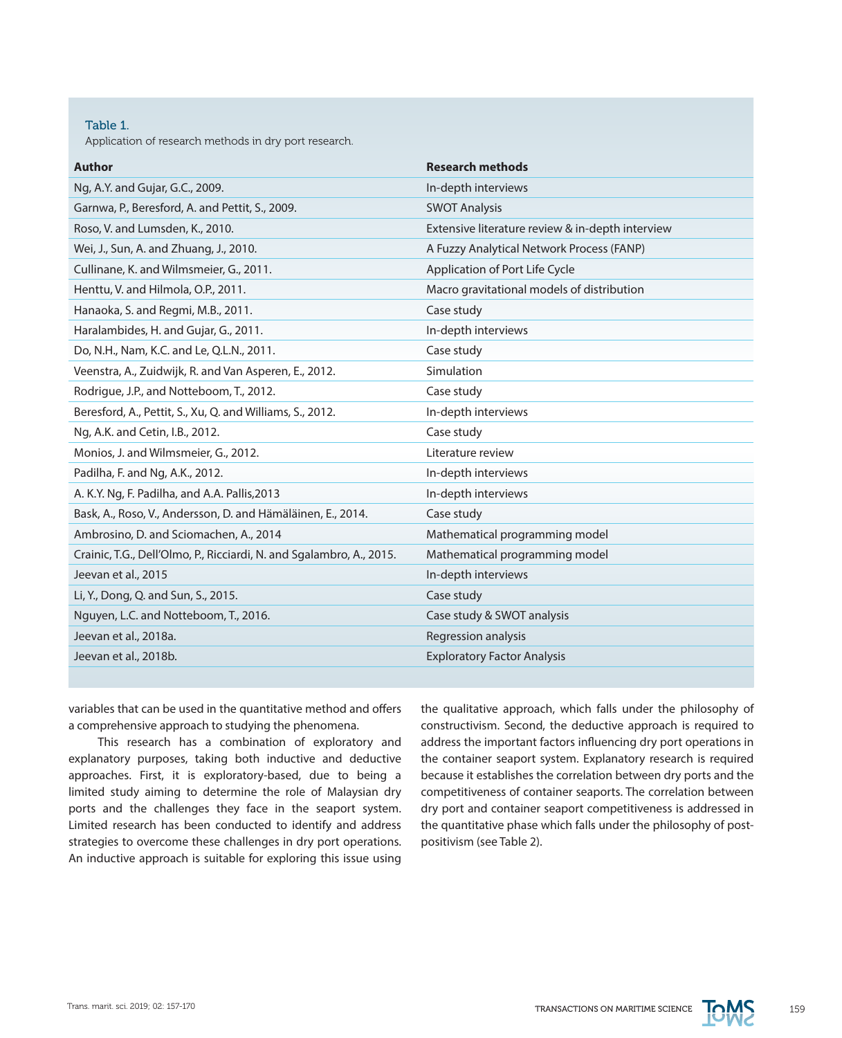Table 1.
Application of research methods in dry port research.

| Author | Research methods |
|---|---|
| Ng, A.Y. and Gujar, G.C., 2009. | In-depth interviews |
| Garnwa, P., Beresford, A. and Pettit, S., 2009. | SWOT Analysis |
| Roso, V. and Lumsden, K., 2010. | Extensive literature review & in-depth interview |
| Wei, J., Sun, A. and Zhuang, J., 2010. | A Fuzzy Analytical Network Process (FANP) |
| Cullinane, K. and Wilmsmeier, G., 2011. | Application of Port Life Cycle |
| Henttu, V. and Hilmola, O.P., 2011. | Macro gravitational models of distribution |
| Hanaoka, S. and Regmi, M.B., 2011. | Case study |
| Haralambides, H. and Gujar, G., 2011. | In-depth interviews |
| Do, N.H., Nam, K.C. and Le, Q.L.N., 2011. | Case study |
| Veenstra, A., Zuidwijk, R. and Van Asperen, E., 2012. | Simulation |
| Rodrigue, J.P., and Notteboom, T., 2012. | Case study |
| Beresford, A., Pettit, S., Xu, Q. and Williams, S., 2012. | In-depth interviews |
| Ng, A.K. and Cetin, I.B., 2012. | Case study |
| Monios, J. and Wilmsmeier, G., 2012. | Literature review |
| Padilha, F. and Ng, A.K., 2012. | In-depth interviews |
| A. K.Y. Ng, F. Padilha, and A.A. Pallis,2013 | In-depth interviews |
| Bask, A., Roso, V., Andersson, D. and Hämäläinen, E., 2014. | Case study |
| Ambrosino, D. and Sciomachen, A., 2014 | Mathematical programming model |
| Crainic, T.G., Dell'Olmo, P., Ricciardi, N. and Sgalambro, A., 2015. | Mathematical programming model |
| Jeevan et al., 2015 | In-depth interviews |
| Li, Y., Dong, Q. and Sun, S., 2015. | Case study |
| Nguyen, L.C. and Notteboom, T., 2016. | Case study & SWOT analysis |
| Jeevan et al., 2018a. | Regression analysis |
| Jeevan et al., 2018b. | Exploratory Factor Analysis |

variables that can be used in the quantitative method and offers a comprehensive approach to studying the phenomena.

This research has a combination of exploratory and explanatory purposes, taking both inductive and deductive approaches. First, it is exploratory-based, due to being a limited study aiming to determine the role of Malaysian dry ports and the challenges they face in the seaport system. Limited research has been conducted to identify and address strategies to overcome these challenges in dry port operations. An inductive approach is suitable for exploring this issue using the qualitative approach, which falls under the philosophy of constructivism. Second, the deductive approach is required to address the important factors influencing dry port operations in the container seaport system. Explanatory research is required because it establishes the correlation between dry ports and the competitiveness of container seaports. The correlation between dry port and container seaport competitiveness is addressed in the quantitative phase which falls under the philosophy of post-positivism (see Table 2).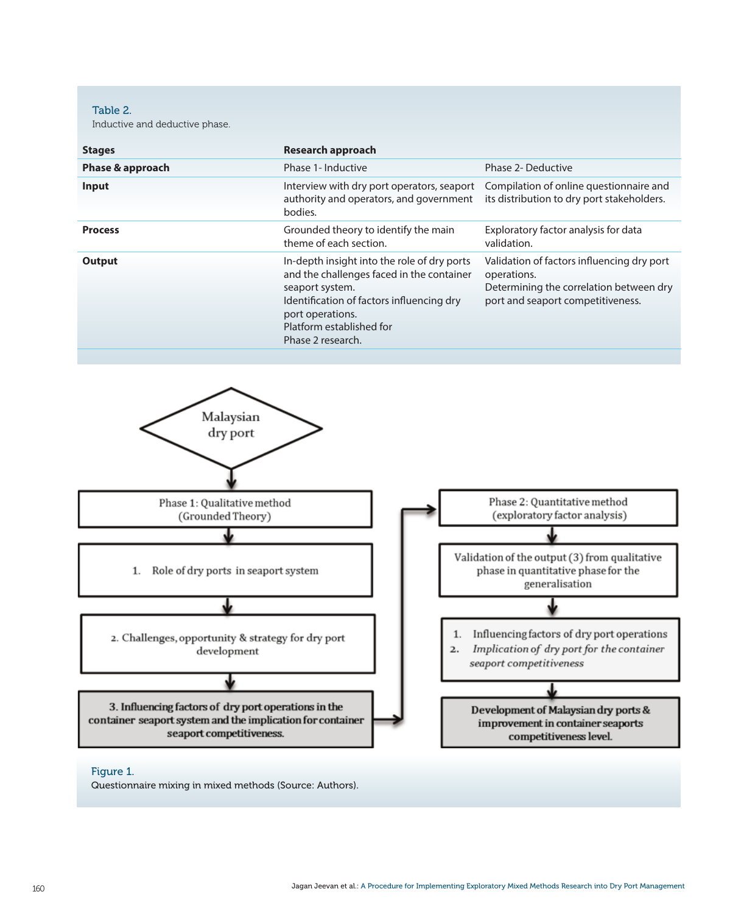Table 2.
Inductive and deductive phase.

| Stages | Research approach | |
|---|---|---|
| **Phase & approach** | Phase 1- Inductive | Phase 2- Deductive |
| **Input** | Interview with dry port operators, seaport authority and operators, and government bodies. | Compilation of online questionnaire and its distribution to dry port stakeholders. |
| **Process** | Grounded theory to identify the main theme of each section. | Exploratory factor analysis for data validation. |
| **Output** | In-depth insight into the role of dry ports and the challenges faced in the container seaport system. Identification of factors influencing dry port operations. Platform established for Phase 2 research. | Validation of factors influencing dry port operations. Determining the correlation between dry port and seaport competitiveness. |

Malaysian dry port

Phase 1: Qualitative method (Grounded Theory)

1. Role of dry ports in seaport system

2. Challenges, opportunity & strategy for dry port development

**3. Influencing factors of dry port operations in the container seaport system and the implication for container seaport competitiveness.**

Phase 2: Quantitative method (exploratory factor analysis)

Validation of the output (3) from qualitative phase in quantitative phase for the generalisation

1. Influencing factors of dry port operations
2. *Implication of dry port for the container seaport competitiveness*

**Development of Malaysian dry ports & improvement in container seaports competitiveness level.**

Figure 1.
Questionnaire mixing in mixed methods (Source: Authors).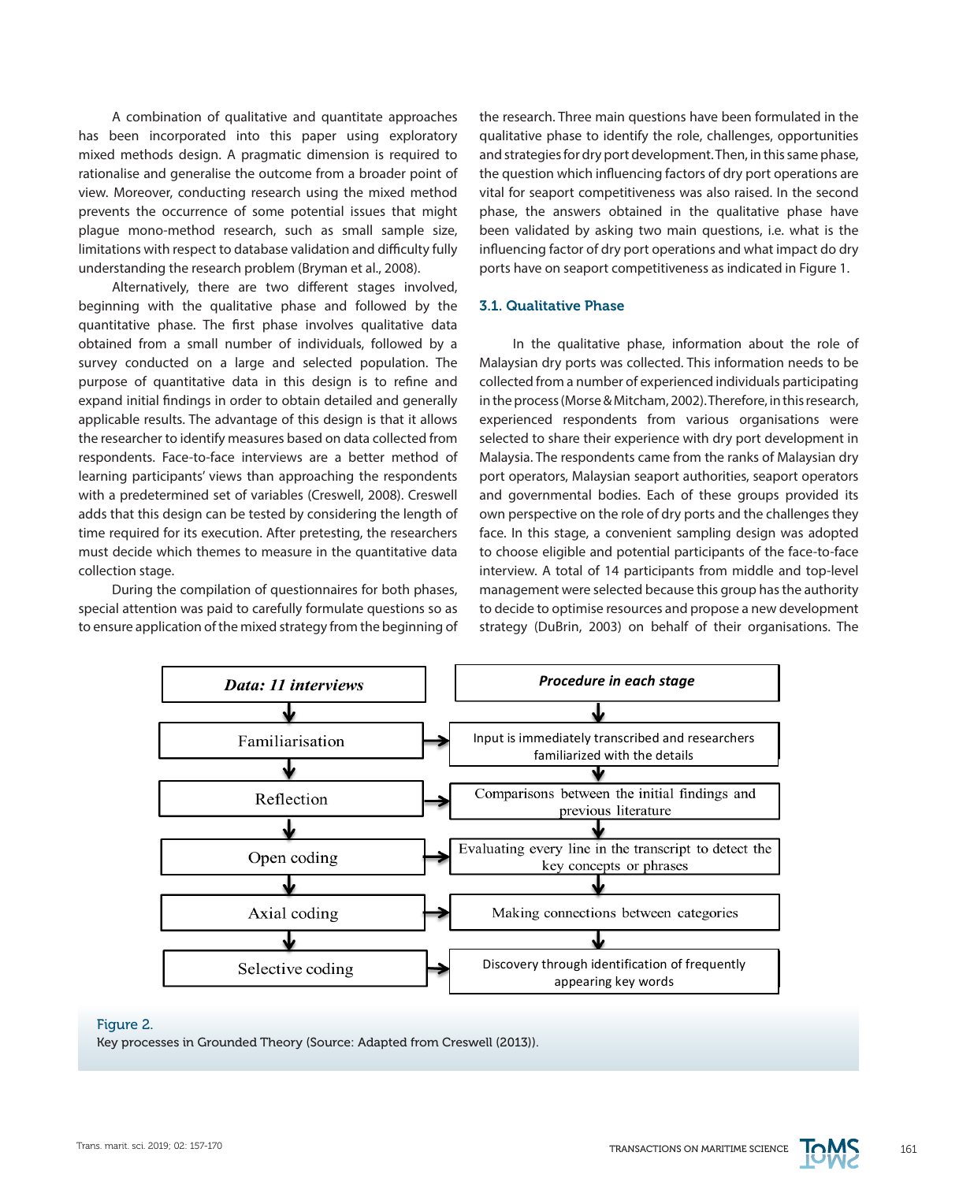A combination of qualitative and quantitate approaches has been incorporated into this paper using exploratory mixed methods design. A pragmatic dimension is required to rationalise and generalise the outcome from a broader point of view. Moreover, conducting research using the mixed method prevents the occurrence of some potential issues that might plague mono-method research, such as small sample size, limitations with respect to database validation and difficulty fully understanding the research problem (Bryman et al., 2008).

Alternatively, there are two different stages involved, beginning with the qualitative phase and followed by the quantitative phase. The first phase involves qualitative data obtained from a small number of individuals, followed by a survey conducted on a large and selected population. The purpose of quantitative data in this design is to refine and expand initial findings in order to obtain detailed and generally applicable results. The advantage of this design is that it allows the researcher to identify measures based on data collected from respondents. Face-to-face interviews are a better method of learning participants' views than approaching the respondents with a predetermined set of variables (Creswell, 2008). Creswell adds that this design can be tested by considering the length of time required for its execution. After pretesting, the researchers must decide which themes to measure in the quantitative data collection stage.

During the compilation of questionnaires for both phases, special attention was paid to carefully formulate questions so as to ensure application of the mixed strategy from the beginning of the research. Three main questions have been formulated in the qualitative phase to identify the role, challenges, opportunities and strategies for dry port development. Then, in this same phase, the question which influencing factors of dry port operations are vital for seaport competitiveness was also raised. In the second phase, the answers obtained in the qualitative phase have been validated by asking two main questions, i.e. what is the influencing factor of dry port operations and what impact do dry ports have on seaport competitiveness as indicated in Figure 1.

### 3.1. Qualitative Phase

In the qualitative phase, information about the role of Malaysian dry ports was collected. This information needs to be collected from a number of experienced individuals participating in the process (Morse & Mitcham, 2002). Therefore, in this research, experienced respondents from various organisations were selected to share their experience with dry port development in Malaysia. The respondents came from the ranks of Malaysian dry port operators, Malaysian seaport authorities, seaport operators and governmental bodies. Each of these groups provided its own perspective on the role of dry ports and the challenges they face. In this stage, a convenient sampling design was adopted to choose eligible and potential participants of the face-to-face interview. A total of 14 participants from middle and top-level management were selected because this group has the authority to decide to optimise resources and propose a new development strategy (DuBrin, 2003) on behalf of their organisations. The

| *Data: 11 interviews* | *Procedure in each stage* |
|---|---|
| Familiarisation | Input is immediately transcribed and researchers familiarized with the details |
| Reflection | Comparisons between the initial findings and previous literature |
| Open coding | Evaluating every line in the transcript to detect the key concepts or phrases |
| Axial coding | Making connections between categories |
| Selective coding | Discovery through identification of frequently appearing key words |

Figure 2.
Key processes in Grounded Theory (Source: Adapted from Creswell (2013)).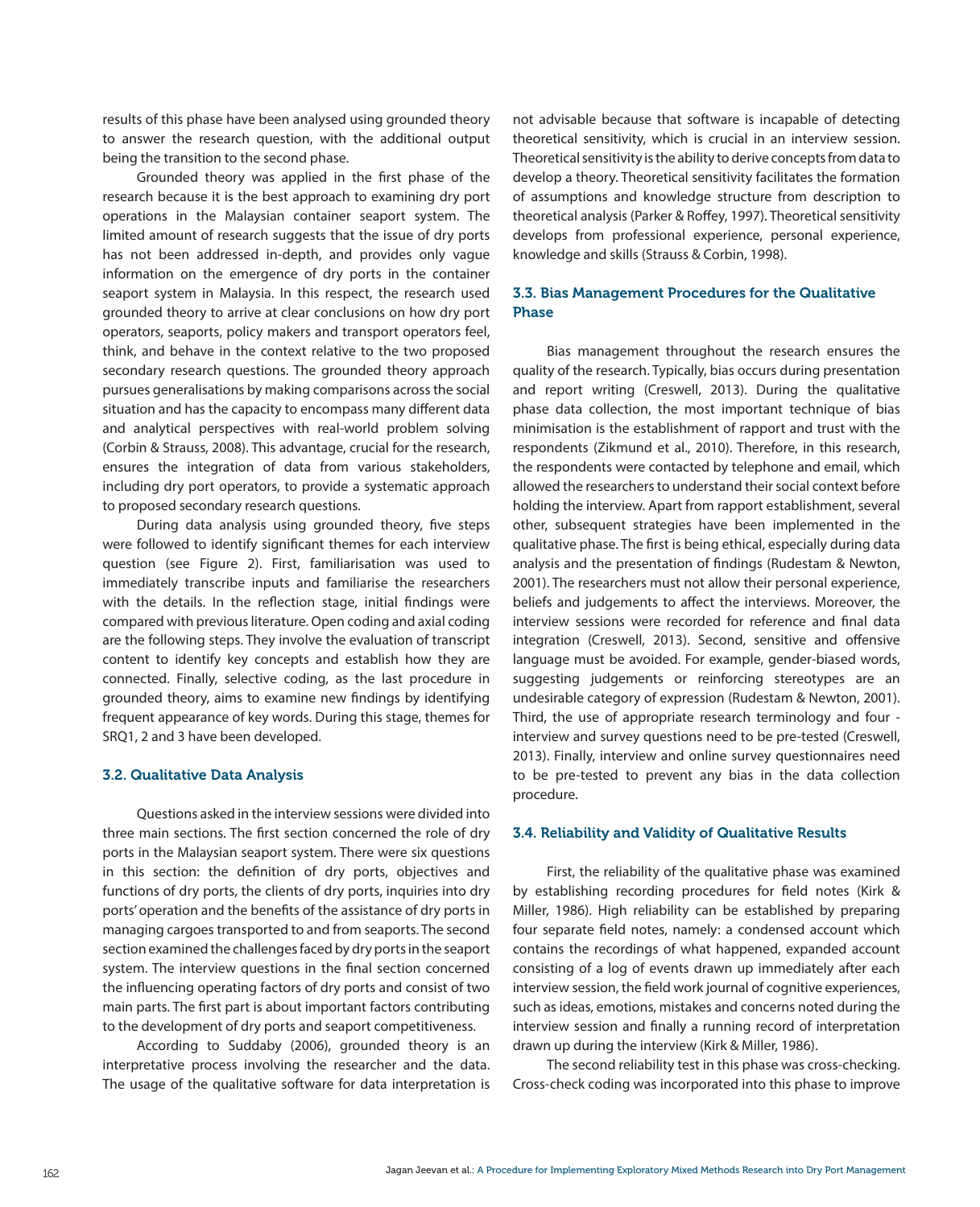results of this phase have been analysed using grounded theory to answer the research question, with the additional output being the transition to the second phase.

Grounded theory was applied in the first phase of the research because it is the best approach to examining dry port operations in the Malaysian container seaport system. The limited amount of research suggests that the issue of dry ports has not been addressed in-depth, and provides only vague information on the emergence of dry ports in the container seaport system in Malaysia. In this respect, the research used grounded theory to arrive at clear conclusions on how dry port operators, seaports, policy makers and transport operators feel, think, and behave in the context relative to the two proposed secondary research questions. The grounded theory approach pursues generalisations by making comparisons across the social situation and has the capacity to encompass many different data and analytical perspectives with real-world problem solving (Corbin & Strauss, 2008). This advantage, crucial for the research, ensures the integration of data from various stakeholders, including dry port operators, to provide a systematic approach to proposed secondary research questions.

During data analysis using grounded theory, five steps were followed to identify significant themes for each interview question (see Figure 2). First, familiarisation was used to immediately transcribe inputs and familiarise the researchers with the details. In the reflection stage, initial findings were compared with previous literature. Open coding and axial coding are the following steps. They involve the evaluation of transcript content to identify key concepts and establish how they are connected. Finally, selective coding, as the last procedure in grounded theory, aims to examine new findings by identifying frequent appearance of key words. During this stage, themes for SRQ1, 2 and 3 have been developed.

### 3.2. Qualitative Data Analysis

Questions asked in the interview sessions were divided into three main sections. The first section concerned the role of dry ports in the Malaysian seaport system. There were six questions in this section: the definition of dry ports, objectives and functions of dry ports, the clients of dry ports, inquiries into dry ports' operation and the benefits of the assistance of dry ports in managing cargoes transported to and from seaports. The second section examined the challenges faced by dry ports in the seaport system. The interview questions in the final section concerned the influencing operating factors of dry ports and consist of two main parts. The first part is about important factors contributing to the development of dry ports and seaport competitiveness.

According to Suddaby (2006), grounded theory is an interpretative process involving the researcher and the data. The usage of the qualitative software for data interpretation is not advisable because that software is incapable of detecting theoretical sensitivity, which is crucial in an interview session. Theoretical sensitivity is the ability to derive concepts from data to develop a theory. Theoretical sensitivity facilitates the formation of assumptions and knowledge structure from description to theoretical analysis (Parker & Roffey, 1997). Theoretical sensitivity develops from professional experience, personal experience, knowledge and skills (Strauss & Corbin, 1998).

### 3.3. Bias Management Procedures for the Qualitative Phase

Bias management throughout the research ensures the quality of the research. Typically, bias occurs during presentation and report writing (Creswell, 2013). During the qualitative phase data collection, the most important technique of bias minimisation is the establishment of rapport and trust with the respondents (Zikmund et al., 2010). Therefore, in this research, the respondents were contacted by telephone and email, which allowed the researchers to understand their social context before holding the interview. Apart from rapport establishment, several other, subsequent strategies have been implemented in the qualitative phase. The first is being ethical, especially during data analysis and the presentation of findings (Rudestam & Newton, 2001). The researchers must not allow their personal experience, beliefs and judgements to affect the interviews. Moreover, the interview sessions were recorded for reference and final data integration (Creswell, 2013). Second, sensitive and offensive language must be avoided. For example, gender-biased words, suggesting judgements or reinforcing stereotypes are an undesirable category of expression (Rudestam & Newton, 2001). Third, the use of appropriate research terminology and four - interview and survey questions need to be pre-tested (Creswell, 2013). Finally, interview and online survey questionnaires need to be pre-tested to prevent any bias in the data collection procedure.

### 3.4. Reliability and Validity of Qualitative Results

First, the reliability of the qualitative phase was examined by establishing recording procedures for field notes (Kirk & Miller, 1986). High reliability can be established by preparing four separate field notes, namely: a condensed account which contains the recordings of what happened, expanded account consisting of a log of events drawn up immediately after each interview session, the field work journal of cognitive experiences, such as ideas, emotions, mistakes and concerns noted during the interview session and finally a running record of interpretation drawn up during the interview (Kirk & Miller, 1986).

The second reliability test in this phase was cross-checking. Cross-check coding was incorporated into this phase to improve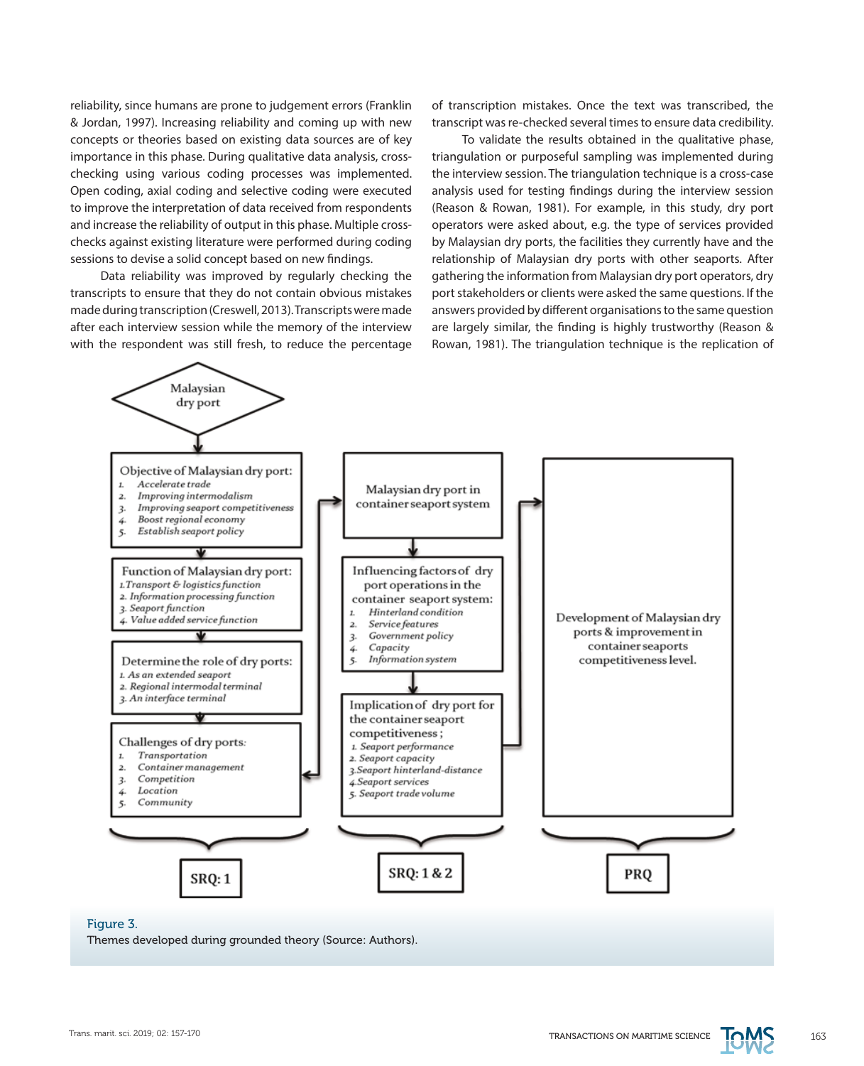reliability, since humans are prone to judgement errors (Franklin & Jordan, 1997). Increasing reliability and coming up with new concepts or theories based on existing data sources are of key importance in this phase. During qualitative data analysis, cross-checking using various coding processes was implemented. Open coding, axial coding and selective coding were executed to improve the interpretation of data received from respondents and increase the reliability of output in this phase. Multiple cross-checks against existing literature were performed during coding sessions to devise a solid concept based on new findings.

Data reliability was improved by regularly checking the transcripts to ensure that they do not contain obvious mistakes made during transcription (Creswell, 2013). Transcripts were made after each interview session while the memory of the interview with the respondent was still fresh, to reduce the percentage of transcription mistakes. Once the text was transcribed, the transcript was re-checked several times to ensure data credibility.

To validate the results obtained in the qualitative phase, triangulation or purposeful sampling was implemented during the interview session. The triangulation technique is a cross-case analysis used for testing findings during the interview session (Reason & Rowan, 1981). For example, in this study, dry port operators were asked about, e.g. the type of services provided by Malaysian dry ports, the facilities they currently have and the relationship of Malaysian dry ports with other seaports. After gathering the information from Malaysian dry port operators, dry port stakeholders or clients were asked the same questions. If the answers provided by different organisations to the same question are largely similar, the finding is highly trustworthy (Reason & Rowan, 1981). The triangulation technique is the replication of

Malaysian dry port

**Objective of Malaysian dry port:**
1. *Accelerate trade*
2. *Improving intermodalism*
3. *Improving seaport competitiveness*
4. *Boost regional economy*
5. *Establish seaport policy*

**Function of Malaysian dry port:**
1. *Transport & logistics function*
2. *Information processing function*
3. *Seaport function*
4. *Value added service function*

**Determine the role of dry ports:**
1. *As an extended seaport*
2. *Regional intermodal terminal*
3. *An interface terminal*

**Challenges of dry ports:**
1. *Transportation*
2. *Container management*
3. *Competition*
4. *Location*
5. *Community*

SRQ: 1

Malaysian dry port in container seaport system

**Influencing factors of dry port operations in the container seaport system:**
1. *Hinterland condition*
2. *Service features*
3. *Government policy*
4. *Capacity*
5. *Information system*

**Implication of dry port for the container seaport competitiveness;**
1. *Seaport performance*
2. *Seaport capacity*
3. *Seaport hinterland-distance*
4. *Seaport services*
5. *Seaport trade volume*

SRQ: 1 & 2

Development of Malaysian dry ports & improvement in container seaports competitiveness level.

PRQ

Figure 3.
Themes developed during grounded theory (Source: Authors).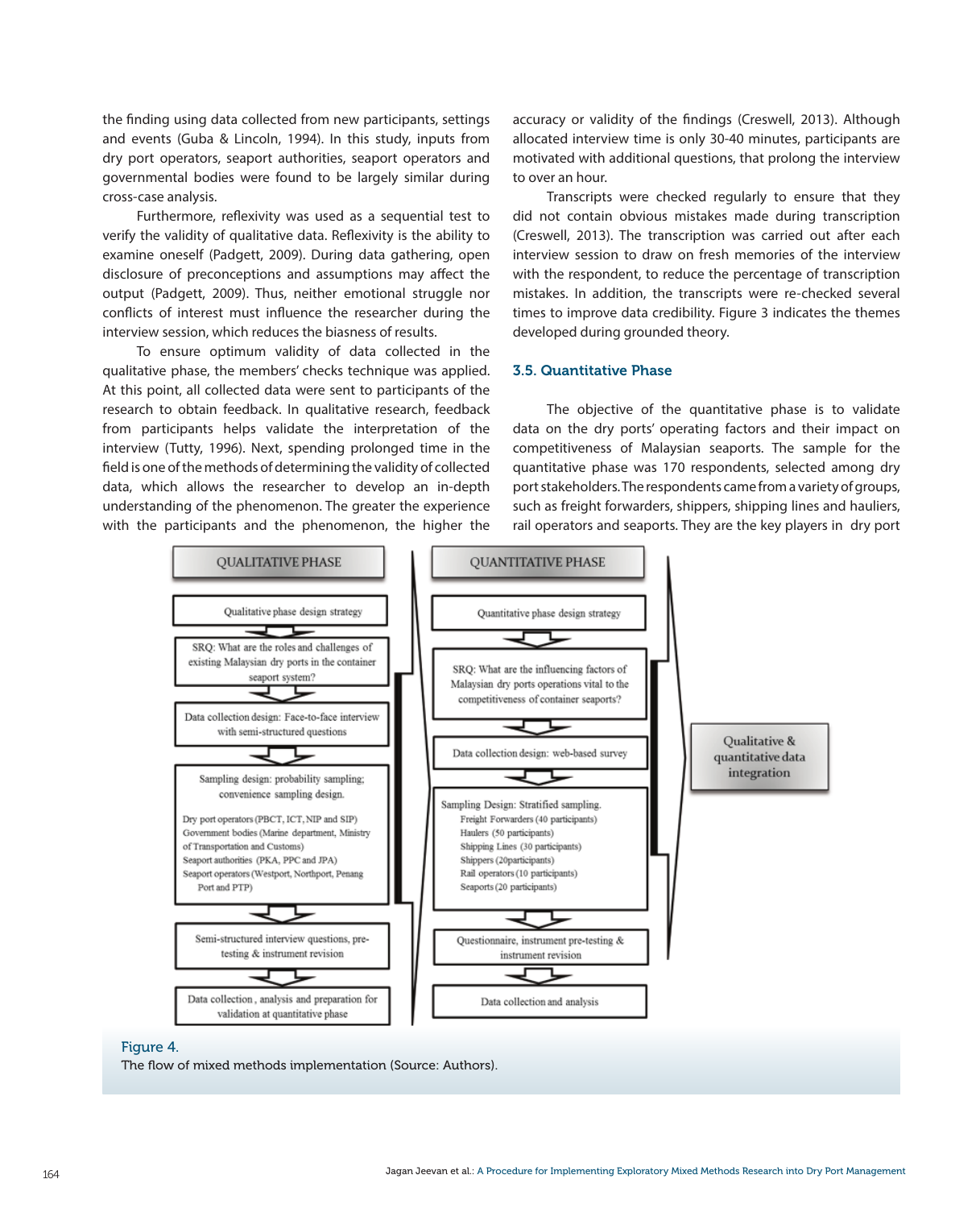the finding using data collected from new participants, settings and events (Guba & Lincoln, 1994). In this study, inputs from dry port operators, seaport authorities, seaport operators and governmental bodies were found to be largely similar during cross-case analysis.

Furthermore, reflexivity was used as a sequential test to verify the validity of qualitative data. Reflexivity is the ability to examine oneself (Padgett, 2009). During data gathering, open disclosure of preconceptions and assumptions may affect the output (Padgett, 2009). Thus, neither emotional struggle nor conflicts of interest must influence the researcher during the interview session, which reduces the biasness of results.

To ensure optimum validity of data collected in the qualitative phase, the members' checks technique was applied. At this point, all collected data were sent to participants of the research to obtain feedback. In qualitative research, feedback from participants helps validate the interpretation of the interview (Tutty, 1996). Next, spending prolonged time in the field is one of the methods of determining the validity of collected data, which allows the researcher to develop an in-depth understanding of the phenomenon. The greater the experience with the participants and the phenomenon, the higher the accuracy or validity of the findings (Creswell, 2013). Although allocated interview time is only 30-40 minutes, participants are motivated with additional questions, that prolong the interview to over an hour.

Transcripts were checked regularly to ensure that they did not contain obvious mistakes made during transcription (Creswell, 2013). The transcription was carried out after each interview session to draw on fresh memories of the interview with the respondent, to reduce the percentage of transcription mistakes. In addition, the transcripts were re-checked several times to improve data credibility. Figure 3 indicates the themes developed during grounded theory.

### 3.5. Quantitative Phase

The objective of the quantitative phase is to validate data on the dry ports' operating factors and their impact on competitiveness of Malaysian seaports. The sample for the quantitative phase was 170 respondents, selected among dry port stakeholders. The respondents came from a variety of groups, such as freight forwarders, shippers, shipping lines and hauliers, rail operators and seaports. They are the key players in dry port

**QUALITATIVE PHASE**

- Qualitative phase design strategy
- SRQ: What are the roles and challenges of existing Malaysian dry ports in the container seaport system?
- Data collection design: Face-to-face interview with semi-structured questions
- Sampling design: probability sampling; convenience sampling design.
  - Dry port operators (PBCT, ICT, NIP and SIP)
  - Government bodies (Marine department, Ministry of Transportation and Customs)
  - Seaport authorities (PKA, PPC and JPA)
  - Seaport operators (Westport, Northport, Penang Port and PTP)
- Semi-structured interview questions, pre-testing & instrument revision
- Data collection, analysis and preparation for validation at quantitative phase

**QUANTITATIVE PHASE**

- Quantitative phase design strategy
- SRQ: What are the influencing factors of Malaysian dry ports operations vital to the competitiveness of container seaports?
- Data collection design: web-based survey
- Sampling Design: Stratified sampling.
  - Freight Forwarders (40 participants)
  - Haulers (50 participants)
  - Shipping Lines (30 participants)
  - Shippers (20participants)
  - Rail operators (10 participants)
  - Seaports (20 participants)
- Questionnaire, instrument pre-testing & instrument revision
- Data collection and analysis

**Qualitative & quantitative data integration**

Figure 4.
The flow of mixed methods implementation (Source: Authors).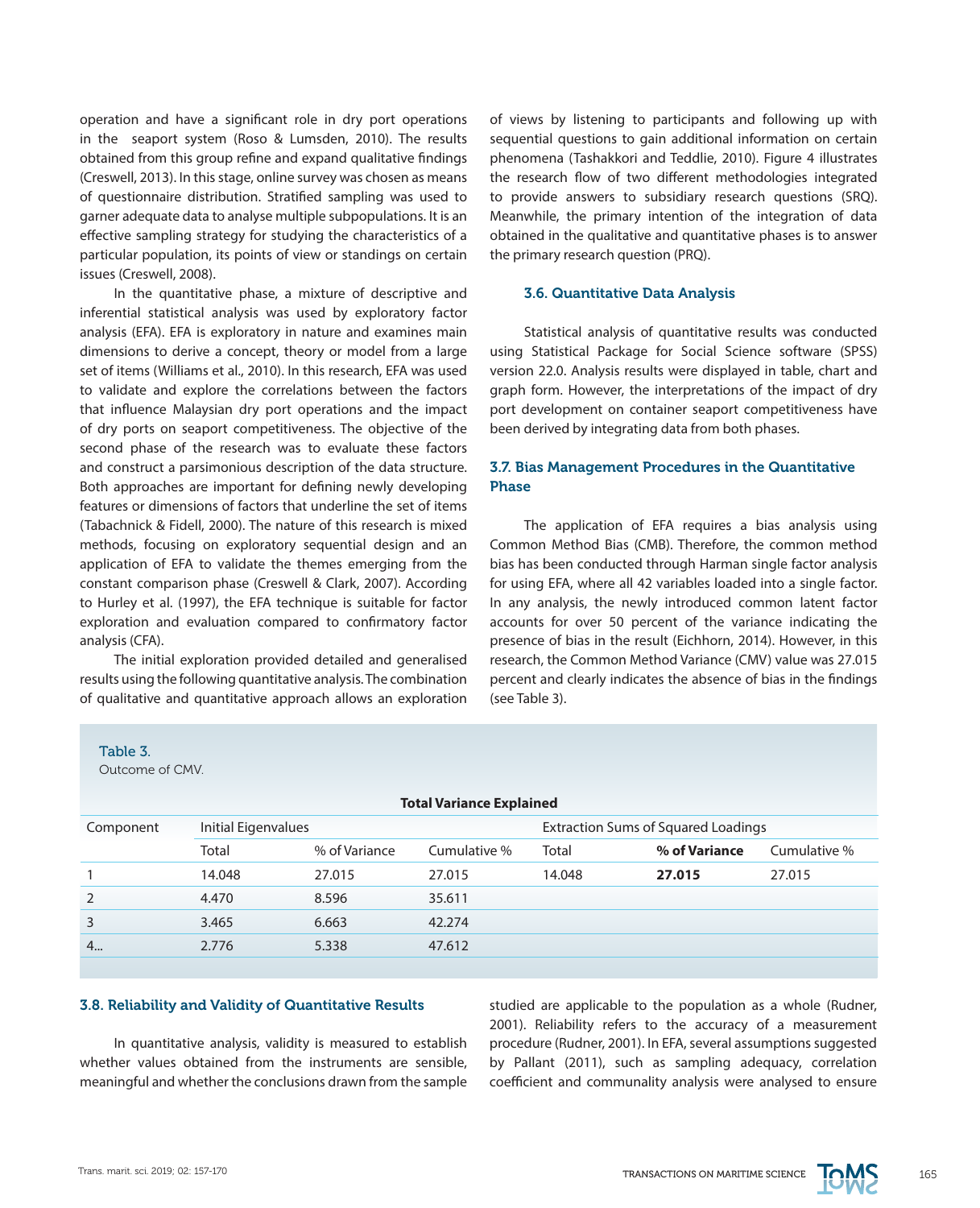operation and have a significant role in dry port operations in the seaport system (Roso & Lumsden, 2010). The results obtained from this group refine and expand qualitative findings (Creswell, 2013). In this stage, online survey was chosen as means of questionnaire distribution. Stratified sampling was used to garner adequate data to analyse multiple subpopulations. It is an effective sampling strategy for studying the characteristics of a particular population, its points of view or standings on certain issues (Creswell, 2008).

In the quantitative phase, a mixture of descriptive and inferential statistical analysis was used by exploratory factor analysis (EFA). EFA is exploratory in nature and examines main dimensions to derive a concept, theory or model from a large set of items (Williams et al., 2010). In this research, EFA was used to validate and explore the correlations between the factors that influence Malaysian dry port operations and the impact of dry ports on seaport competitiveness. The objective of the second phase of the research was to evaluate these factors and construct a parsimonious description of the data structure. Both approaches are important for defining newly developing features or dimensions of factors that underline the set of items (Tabachnick & Fidell, 2000). The nature of this research is mixed methods, focusing on exploratory sequential design and an application of EFA to validate the themes emerging from the constant comparison phase (Creswell & Clark, 2007). According to Hurley et al. (1997), the EFA technique is suitable for factor exploration and evaluation compared to confirmatory factor analysis (CFA).

The initial exploration provided detailed and generalised results using the following quantitative analysis. The combination of qualitative and quantitative approach allows an exploration of views by listening to participants and following up with sequential questions to gain additional information on certain phenomena (Tashakkori and Teddlie, 2010). Figure 4 illustrates the research flow of two different methodologies integrated to provide answers to subsidiary research questions (SRQ). Meanwhile, the primary intention of the integration of data obtained in the qualitative and quantitative phases is to answer the primary research question (PRQ).

### 3.6. Quantitative Data Analysis

Statistical analysis of quantitative results was conducted using Statistical Package for Social Science software (SPSS) version 22.0. Analysis results were displayed in table, chart and graph form. However, the interpretations of the impact of dry port development on container seaport competitiveness have been derived by integrating data from both phases.

### 3.7. Bias Management Procedures in the Quantitative Phase

The application of EFA requires a bias analysis using Common Method Bias (CMB). Therefore, the common method bias has been conducted through Harman single factor analysis for using EFA, where all 42 variables loaded into a single factor. In any analysis, the newly introduced common latent factor accounts for over 50 percent of the variance indicating the presence of bias in the result (Eichhorn, 2014). However, in this research, the Common Method Variance (CMV) value was 27.015 percent and clearly indicates the absence of bias in the findings (see Table 3).

Table 3.
Outcome of CMV.

**Total Variance Explained**

| Component | Initial Eigenvalues | | | Extraction Sums of Squared Loadings | | |
|---|---|---|---|---|---|---|
| | Total | % of Variance | Cumulative % | Total | **% of Variance** | Cumulative % |
| 1 | 14.048 | 27.015 | 27.015 | 14.048 | **27.015** | 27.015 |
| 2 | 4.470 | 8.596 | 35.611 | | | |
| 3 | 3.465 | 6.663 | 42.274 | | | |
| 4... | 2.776 | 5.338 | 47.612 | | | |

### 3.8. Reliability and Validity of Quantitative Results

In quantitative analysis, validity is measured to establish whether values obtained from the instruments are sensible, meaningful and whether the conclusions drawn from the sample studied are applicable to the population as a whole (Rudner, 2001). Reliability refers to the accuracy of a measurement procedure (Rudner, 2001). In EFA, several assumptions suggested by Pallant (2011), such as sampling adequacy, correlation coefficient and communality analysis were analysed to ensure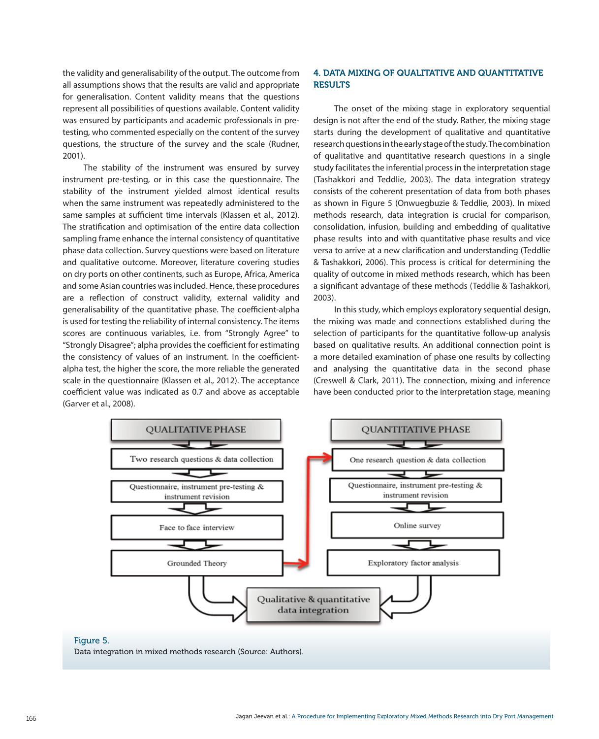the validity and generalisability of the output. The outcome from all assumptions shows that the results are valid and appropriate for generalisation. Content validity means that the questions represent all possibilities of questions available. Content validity was ensured by participants and academic professionals in pre-testing, who commented especially on the content of the survey questions, the structure of the survey and the scale (Rudner, 2001).

The stability of the instrument was ensured by survey instrument pre-testing, or in this case the questionnaire. The stability of the instrument yielded almost identical results when the same instrument was repeatedly administered to the same samples at sufficient time intervals (Klassen et al., 2012). The stratification and optimisation of the entire data collection sampling frame enhance the internal consistency of quantitative phase data collection. Survey questions were based on literature and qualitative outcome. Moreover, literature covering studies on dry ports on other continents, such as Europe, Africa, America and some Asian countries was included. Hence, these procedures are a reflection of construct validity, external validity and generalisability of the quantitative phase. The coefficient-alpha is used for testing the reliability of internal consistency. The items scores are continuous variables, i.e. from "Strongly Agree" to "Strongly Disagree"; alpha provides the coefficient for estimating the consistency of values of an instrument. In the coefficient-alpha test, the higher the score, the more reliable the generated scale in the questionnaire (Klassen et al., 2012). The acceptance coefficient value was indicated as 0.7 and above as acceptable (Garver et al., 2008).

## 4. DATA MIXING OF QUALITATIVE AND QUANTITATIVE RESULTS

The onset of the mixing stage in exploratory sequential design is not after the end of the study. Rather, the mixing stage starts during the development of qualitative and quantitative research questions in the early stage of the study. The combination of qualitative and quantitative research questions in a single study facilitates the inferential process in the interpretation stage (Tashakkori and Teddlie, 2003). The data integration strategy consists of the coherent presentation of data from both phases as shown in Figure 5 (Onwuegbuzie & Teddlie, 2003). In mixed methods research, data integration is crucial for comparison, consolidation, infusion, building and embedding of qualitative phase results into and with quantitative phase results and vice versa to arrive at a new clarification and understanding (Teddlie & Tashakkori, 2006). This process is critical for determining the quality of outcome in mixed methods research, which has been a significant advantage of these methods (Teddlie & Tashakkori, 2003).

In this study, which employs exploratory sequential design, the mixing was made and connections established during the selection of participants for the quantitative follow-up analysis based on qualitative results. An additional connection point is a more detailed examination of phase one results by collecting and analysing the quantitative data in the second phase (Creswell & Clark, 2011). The connection, mixing and inference have been conducted prior to the interpretation stage, meaning

Figure 5.
Data integration in mixed methods research (Source: Authors).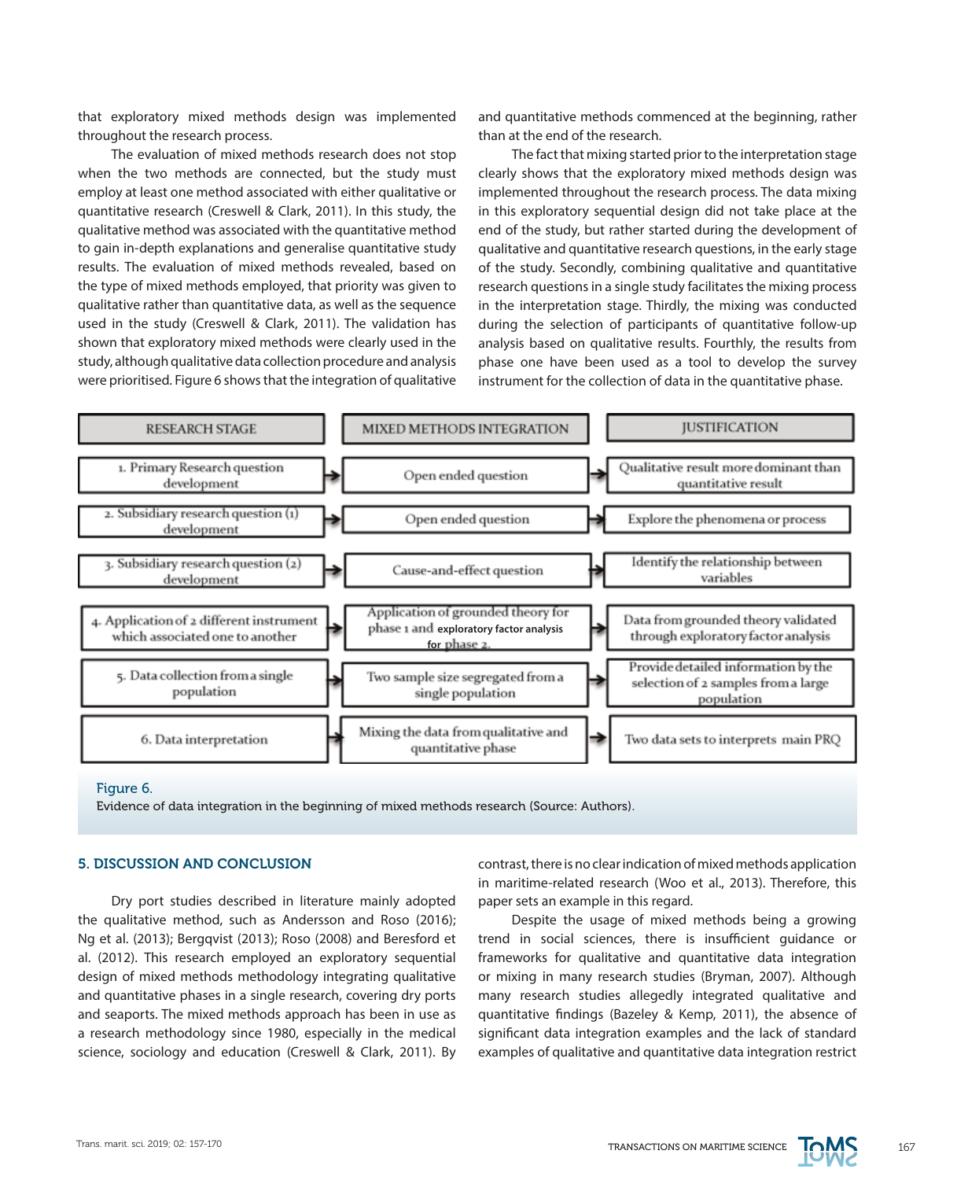that exploratory mixed methods design was implemented throughout the research process.

The evaluation of mixed methods research does not stop when the two methods are connected, but the study must employ at least one method associated with either qualitative or quantitative research (Creswell & Clark, 2011). In this study, the qualitative method was associated with the quantitative method to gain in-depth explanations and generalise quantitative study results. The evaluation of mixed methods revealed, based on the type of mixed methods employed, that priority was given to qualitative rather than quantitative data, as well as the sequence used in the study (Creswell & Clark, 2011). The validation has shown that exploratory mixed methods were clearly used in the study, although qualitative data collection procedure and analysis were prioritised. Figure 6 shows that the integration of qualitative and quantitative methods commenced at the beginning, rather than at the end of the research.

The fact that mixing started prior to the interpretation stage clearly shows that the exploratory mixed methods design was implemented throughout the research process. The data mixing in this exploratory sequential design did not take place at the end of the study, but rather started during the development of qualitative and quantitative research questions, in the early stage of the study. Secondly, combining qualitative and quantitative research questions in a single study facilitates the mixing process in the interpretation stage. Thirdly, the mixing was conducted during the selection of participants of quantitative follow-up analysis based on qualitative results. Fourthly, the results from phase one have been used as a tool to develop the survey instrument for the collection of data in the quantitative phase.

| RESEARCH STAGE | MIXED METHODS INTEGRATION | JUSTIFICATION |
|---|---|---|
| 1. Primary Research question development | Open ended question | Qualitative result more dominant than quantitative result |
| 2. Subsidiary research question (1) development | Open ended question | Explore the phenomena or process |
| 3. Subsidiary research question (2) development | Cause-and-effect question | Identify the relationship between variables |
| 4. Application of 2 different instrument which associated one to another | Application of grounded theory for phase 1 and exploratory factor analysis for phase 2. | Data from grounded theory validated through exploratory factor analysis |
| 5. Data collection from a single population | Two sample size segregated from a single population | Provide detailed information by the selection of 2 samples from a large population |
| 6. Data interpretation | Mixing the data from qualitative and quantitative phase | Two data sets to interprets main PRQ |

Figure 6.
Evidence of data integration in the beginning of mixed methods research (Source: Authors).

## 5. DISCUSSION AND CONCLUSION

Dry port studies described in literature mainly adopted the qualitative method, such as Andersson and Roso (2016); Ng et al. (2013); Bergqvist (2013); Roso (2008) and Beresford et al. (2012). This research employed an exploratory sequential design of mixed methods methodology integrating qualitative and quantitative phases in a single research, covering dry ports and seaports. The mixed methods approach has been in use as a research methodology since 1980, especially in the medical science, sociology and education (Creswell & Clark, 2011). By contrast, there is no clear indication of mixed methods application in maritime-related research (Woo et al., 2013). Therefore, this paper sets an example in this regard.

Despite the usage of mixed methods being a growing trend in social sciences, there is insufficient guidance or frameworks for qualitative and quantitative data integration or mixing in many research studies (Bryman, 2007). Although many research studies allegedly integrated qualitative and quantitative findings (Bazeley & Kemp, 2011), the absence of significant data integration examples and the lack of standard examples of qualitative and quantitative data integration restrict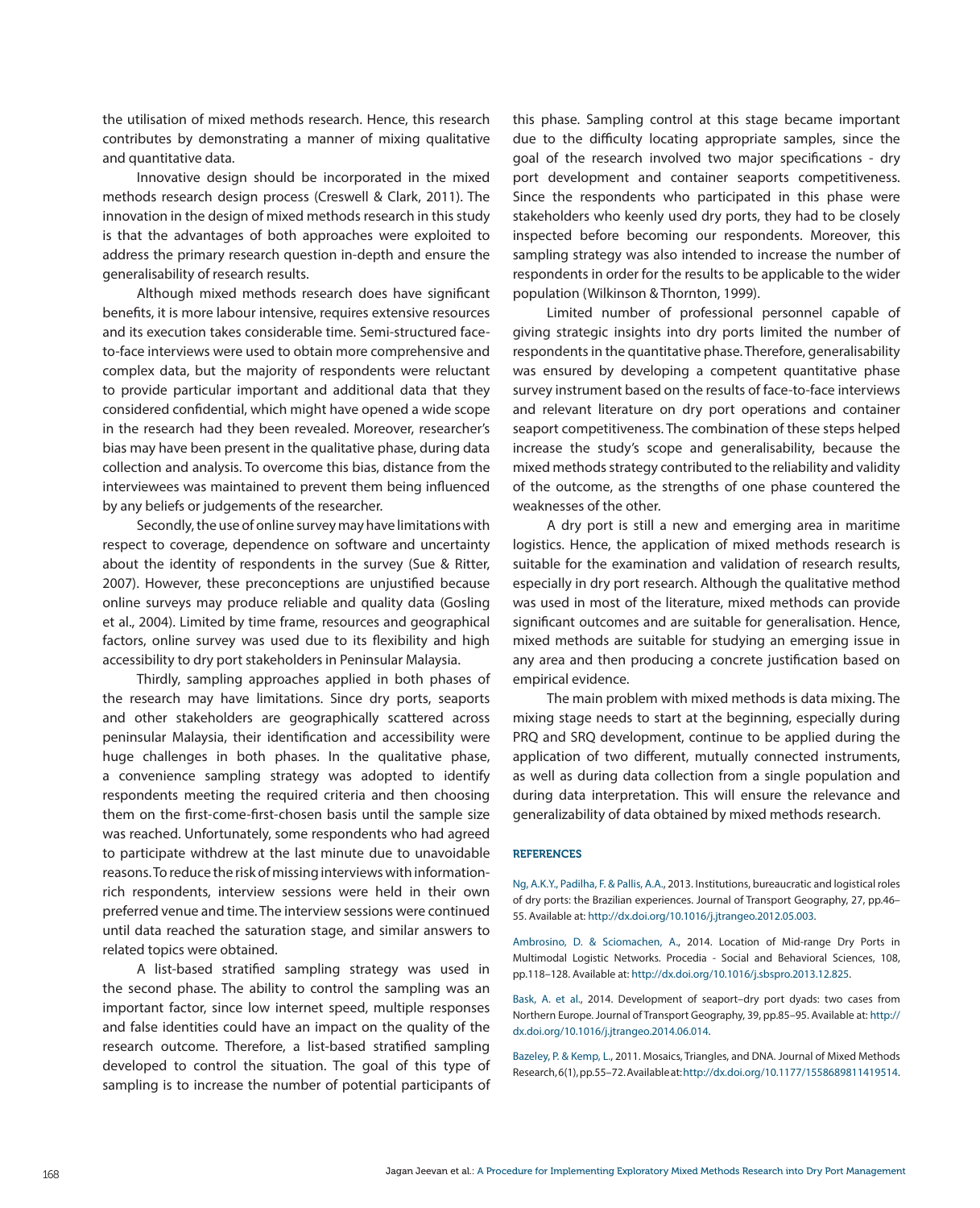the utilisation of mixed methods research. Hence, this research contributes by demonstrating a manner of mixing qualitative and quantitative data.

Innovative design should be incorporated in the mixed methods research design process (Creswell & Clark, 2011). The innovation in the design of mixed methods research in this study is that the advantages of both approaches were exploited to address the primary research question in-depth and ensure the generalisability of research results.

Although mixed methods research does have significant benefits, it is more labour intensive, requires extensive resources and its execution takes considerable time. Semi-structured face-to-face interviews were used to obtain more comprehensive and complex data, but the majority of respondents were reluctant to provide particular important and additional data that they considered confidential, which might have opened a wide scope in the research had they been revealed. Moreover, researcher's bias may have been present in the qualitative phase, during data collection and analysis. To overcome this bias, distance from the interviewees was maintained to prevent them being influenced by any beliefs or judgements of the researcher.

Secondly, the use of online survey may have limitations with respect to coverage, dependence on software and uncertainty about the identity of respondents in the survey (Sue & Ritter, 2007). However, these preconceptions are unjustified because online surveys may produce reliable and quality data (Gosling et al., 2004). Limited by time frame, resources and geographical factors, online survey was used due to its flexibility and high accessibility to dry port stakeholders in Peninsular Malaysia.

Thirdly, sampling approaches applied in both phases of the research may have limitations. Since dry ports, seaports and other stakeholders are geographically scattered across peninsular Malaysia, their identification and accessibility were huge challenges in both phases. In the qualitative phase, a convenience sampling strategy was adopted to identify respondents meeting the required criteria and then choosing them on the first-come-first-chosen basis until the sample size was reached. Unfortunately, some respondents who had agreed to participate withdrew at the last minute due to unavoidable reasons. To reduce the risk of missing interviews with information-rich respondents, interview sessions were held in their own preferred venue and time. The interview sessions were continued until data reached the saturation stage, and similar answers to related topics were obtained.

A list-based stratified sampling strategy was used in the second phase. The ability to control the sampling was an important factor, since low internet speed, multiple responses and false identities could have an impact on the quality of the research outcome. Therefore, a list-based stratified sampling developed to control the situation. The goal of this type of sampling is to increase the number of potential participants of this phase. Sampling control at this stage became important due to the difficulty locating appropriate samples, since the goal of the research involved two major specifications - dry port development and container seaports competitiveness. Since the respondents who participated in this phase were stakeholders who keenly used dry ports, they had to be closely inspected before becoming our respondents. Moreover, this sampling strategy was also intended to increase the number of respondents in order for the results to be applicable to the wider population (Wilkinson & Thornton, 1999).

Limited number of professional personnel capable of giving strategic insights into dry ports limited the number of respondents in the quantitative phase. Therefore, generalisability was ensured by developing a competent quantitative phase survey instrument based on the results of face-to-face interviews and relevant literature on dry port operations and container seaport competitiveness. The combination of these steps helped increase the study's scope and generalisability, because the mixed methods strategy contributed to the reliability and validity of the outcome, as the strengths of one phase countered the weaknesses of the other.

A dry port is still a new and emerging area in maritime logistics. Hence, the application of mixed methods research is suitable for the examination and validation of research results, especially in dry port research. Although the qualitative method was used in most of the literature, mixed methods can provide significant outcomes and are suitable for generalisation. Hence, mixed methods are suitable for studying an emerging issue in any area and then producing a concrete justification based on empirical evidence.

The main problem with mixed methods is data mixing. The mixing stage needs to start at the beginning, especially during PRQ and SRQ development, continue to be applied during the application of two different, mutually connected instruments, as well as during data collection from a single population and during data interpretation. This will ensure the relevance and generalizability of data obtained by mixed methods research.

## REFERENCES

Ng, A.K.Y., Padilha, F. & Pallis, A.A., 2013. Institutions, bureaucratic and logistical roles of dry ports: the Brazilian experiences. Journal of Transport Geography, 27, pp.46–55. Available at: http://dx.doi.org/10.1016/j.jtrangeo.2012.05.003.

Ambrosino, D. & Sciomachen, A., 2014. Location of Mid-range Dry Ports in Multimodal Logistic Networks. Procedia - Social and Behavioral Sciences, 108, pp.118–128. Available at: http://dx.doi.org/10.1016/j.sbspro.2013.12.825.

Bask, A. et al., 2014. Development of seaport–dry port dyads: two cases from Northern Europe. Journal of Transport Geography, 39, pp.85–95. Available at: http://dx.doi.org/10.1016/j.jtrangeo.2014.06.014.

Bazeley, P. & Kemp, L., 2011. Mosaics, Triangles, and DNA. Journal of Mixed Methods Research, 6(1), pp.55–72. Available at: http://dx.doi.org/10.1177/1558689811419514.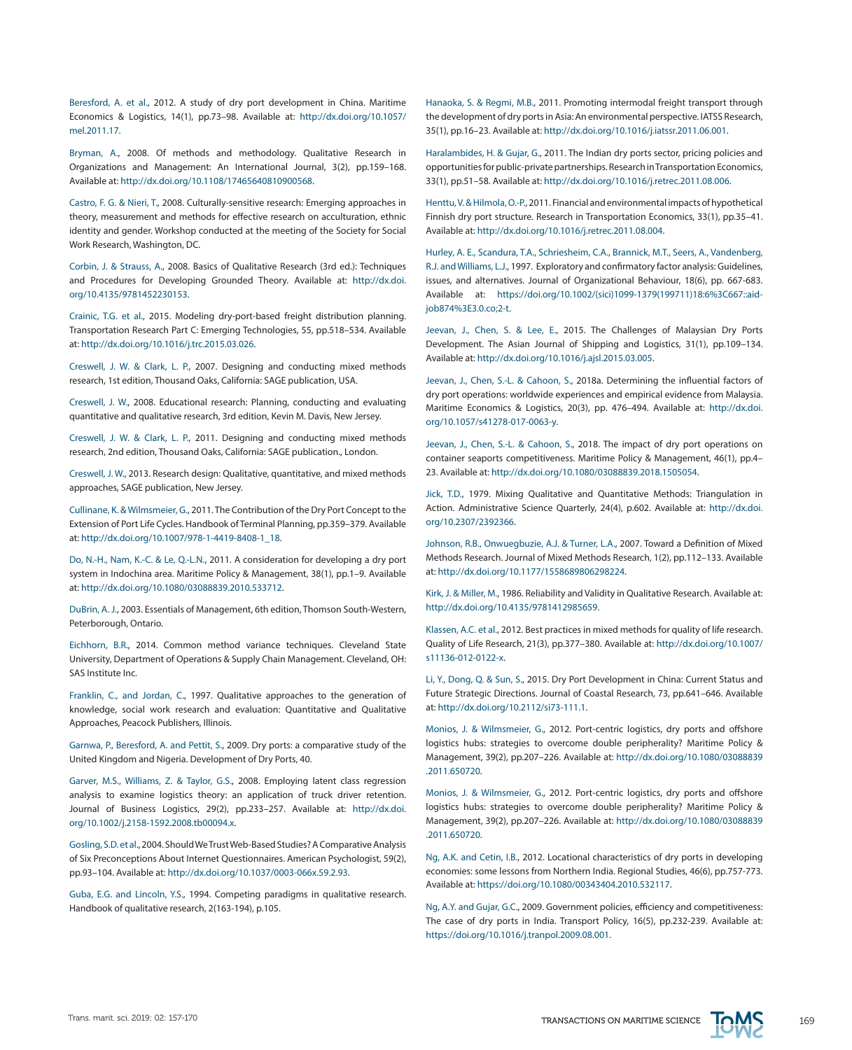Beresford, A. et al., 2012. A study of dry port development in China. Maritime Economics & Logistics, 14(1), pp.73–98. Available at: http://dx.doi.org/10.1057/mel.2011.17.

Bryman, A., 2008. Of methods and methodology. Qualitative Research in Organizations and Management: An International Journal, 3(2), pp.159–168. Available at: http://dx.doi.org/10.1108/17465640810900568.

Castro, F. G. & Nieri, T., 2008. Culturally-sensitive research: Emerging approaches in theory, measurement and methods for effective research on acculturation, ethnic identity and gender. Workshop conducted at the meeting of the Society for Social Work Research, Washington, DC.

Corbin, J. & Strauss, A., 2008. Basics of Qualitative Research (3rd ed.): Techniques and Procedures for Developing Grounded Theory. Available at: http://dx.doi.org/10.4135/9781452230153.

Crainic, T.G. et al., 2015. Modeling dry-port-based freight distribution planning. Transportation Research Part C: Emerging Technologies, 55, pp.518–534. Available at: http://dx.doi.org/10.1016/j.trc.2015.03.026.

Creswell, J. W. & Clark, L. P., 2007. Designing and conducting mixed methods research, 1st edition, Thousand Oaks, California: SAGE publication, USA.

Creswell, J. W., 2008. Educational research: Planning, conducting and evaluating quantitative and qualitative research, 3rd edition, Kevin M. Davis, New Jersey.

Creswell, J. W. & Clark, L. P., 2011. Designing and conducting mixed methods research, 2nd edition, Thousand Oaks, California: SAGE publication., London.

Creswell, J. W., 2013. Research design: Qualitative, quantitative, and mixed methods approaches, SAGE publication, New Jersey.

Cullinane, K. & Wilmsmeier, G., 2011. The Contribution of the Dry Port Concept to the Extension of Port Life Cycles. Handbook of Terminal Planning, pp.359–379. Available at: http://dx.doi.org/10.1007/978-1-4419-8408-1_18.

Do, N.-H., Nam, K.-C. & Le, Q.-L.N., 2011. A consideration for developing a dry port system in Indochina area. Maritime Policy & Management, 38(1), pp.1–9. Available at: http://dx.doi.org/10.1080/03088839.2010.533712.

DuBrin, A. J., 2003. Essentials of Management, 6th edition, Thomson South-Western, Peterborough, Ontario.

Eichhorn, B.R., 2014. Common method variance techniques. Cleveland State University, Department of Operations & Supply Chain Management. Cleveland, OH: SAS Institute Inc.

Franklin, C., and Jordan, C., 1997. Qualitative approaches to the generation of knowledge, social work research and evaluation: Quantitative and Qualitative Approaches, Peacock Publishers, Illinois.

Garnwa, P., Beresford, A. and Pettit, S., 2009. Dry ports: a comparative study of the United Kingdom and Nigeria. Development of Dry Ports, 40.

Garver, M.S., Williams, Z. & Taylor, G.S., 2008. Employing latent class regression analysis to examine logistics theory: an application of truck driver retention. Journal of Business Logistics, 29(2), pp.233–257. Available at: http://dx.doi.org/10.1002/j.2158-1592.2008.tb00094.x.

Gosling, S.D. et al., 2004. Should We Trust Web-Based Studies? A Comparative Analysis of Six Preconceptions About Internet Questionnaires. American Psychologist, 59(2), pp.93–104. Available at: http://dx.doi.org/10.1037/0003-066x.59.2.93.

Guba, E.G. and Lincoln, Y.S., 1994. Competing paradigms in qualitative research. Handbook of qualitative research, 2(163-194), p.105.

Hanaoka, S. & Regmi, M.B., 2011. Promoting intermodal freight transport through the development of dry ports in Asia: An environmental perspective. IATSS Research, 35(1), pp.16–23. Available at: http://dx.doi.org/10.1016/j.iatssr.2011.06.001.

Haralambides, H. & Gujar, G., 2011. The Indian dry ports sector, pricing policies and opportunities for public-private partnerships. Research in Transportation Economics, 33(1), pp.51–58. Available at: http://dx.doi.org/10.1016/j.retrec.2011.08.006.

Henttu, V. & Hilmola, O.-P., 2011. Financial and environmental impacts of hypothetical Finnish dry port structure. Research in Transportation Economics, 33(1), pp.35–41. Available at: http://dx.doi.org/10.1016/j.retrec.2011.08.004.

Hurley, A. E., Scandura, T.A., Schriesheim, C.A., Brannick, M.T., Seers, A., Vandenberg, R.J. and Williams, L.J., 1997. Exploratory and confirmatory factor analysis: Guidelines, issues, and alternatives. Journal of Organizational Behaviour, 18(6), pp. 667-683. Available at: https://doi.org/10.1002/(sici)1099-1379(199711)18:6%3C667::aid-job874%3E3.0.co;2-t.

Jeevan, J., Chen, S. & Lee, E., 2015. The Challenges of Malaysian Dry Ports Development. The Asian Journal of Shipping and Logistics, 31(1), pp.109–134. Available at: http://dx.doi.org/10.1016/j.ajsl.2015.03.005.

Jeevan, J., Chen, S.-L. & Cahoon, S., 2018a. Determining the influential factors of dry port operations: worldwide experiences and empirical evidence from Malaysia. Maritime Economics & Logistics, 20(3), pp. 476–494. Available at: http://dx.doi.org/10.1057/s41278-017-0063-y.

Jeevan, J., Chen, S.-L. & Cahoon, S., 2018. The impact of dry port operations on container seaports competitiveness. Maritime Policy & Management, 46(1), pp.4–23. Available at: http://dx.doi.org/10.1080/03088839.2018.1505054.

Jick, T.D., 1979. Mixing Qualitative and Quantitative Methods: Triangulation in Action. Administrative Science Quarterly, 24(4), p.602. Available at: http://dx.doi.org/10.2307/2392366.

Johnson, R.B., Onwuegbuzie, A.J. & Turner, L.A., 2007. Toward a Definition of Mixed Methods Research. Journal of Mixed Methods Research, 1(2), pp.112–133. Available at: http://dx.doi.org/10.1177/1558689806298224.

Kirk, J. & Miller, M., 1986. Reliability and Validity in Qualitative Research. Available at: http://dx.doi.org/10.4135/9781412985659.

Klassen, A.C. et al., 2012. Best practices in mixed methods for quality of life research. Quality of Life Research, 21(3), pp.377–380. Available at: http://dx.doi.org/10.1007/s11136-012-0122-x.

Li, Y., Dong, Q. & Sun, S., 2015. Dry Port Development in China: Current Status and Future Strategic Directions. Journal of Coastal Research, 73, pp.641–646. Available at: http://dx.doi.org/10.2112/si73-111.1.

Monios, J. & Wilmsmeier, G., 2012. Port-centric logistics, dry ports and offshore logistics hubs: strategies to overcome double peripherality? Maritime Policy & Management, 39(2), pp.207–226. Available at: http://dx.doi.org/10.1080/03088839.2011.650720.

Monios, J. & Wilmsmeier, G., 2012. Port-centric logistics, dry ports and offshore logistics hubs: strategies to overcome double peripherality? Maritime Policy & Management, 39(2), pp.207–226. Available at: http://dx.doi.org/10.1080/03088839.2011.650720.

Ng, A.K. and Cetin, I.B., 2012. Locational characteristics of dry ports in developing economies: some lessons from Northern India. Regional Studies, 46(6), pp.757-773. Available at: https://doi.org/10.1080/00343404.2010.532117.

Ng, A.Y. and Gujar, G.C., 2009. Government policies, efficiency and competitiveness: The case of dry ports in India. Transport Policy, 16(5), pp.232-239. Available at: https://doi.org/10.1016/j.tranpol.2009.08.001.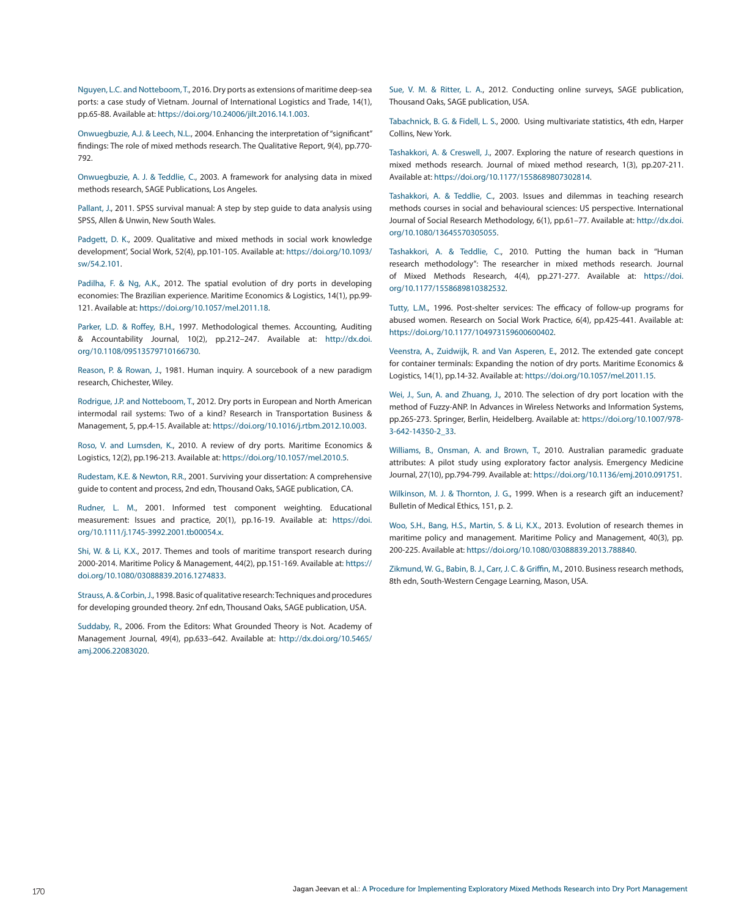Nguyen, L.C. and Notteboom, T., 2016. Dry ports as extensions of maritime deep-sea ports: a case study of Vietnam. Journal of International Logistics and Trade, 14(1), pp.65-88. Available at: https://doi.org/10.24006/jilt.2016.14.1.003.

Onwuegbuzie, A.J. & Leech, N.L., 2004. Enhancing the interpretation of "significant" findings: The role of mixed methods research. The Qualitative Report, 9(4), pp.770-792.

Onwuegbuzie, A. J. & Teddlie, C., 2003. A framework for analysing data in mixed methods research, SAGE Publications, Los Angeles.

Pallant, J., 2011. SPSS survival manual: A step by step guide to data analysis using SPSS, Allen & Unwin, New South Wales.

Padgett, D. K., 2009. Qualitative and mixed methods in social work knowledge development', Social Work, 52(4), pp.101-105. Available at: https://doi.org/10.1093/sw/54.2.101.

Padilha, F. & Ng, A.K., 2012. The spatial evolution of dry ports in developing economies: The Brazilian experience. Maritime Economics & Logistics, 14(1), pp.99-121. Available at: https://doi.org/10.1057/mel.2011.18.

Parker, L.D. & Roffey, B.H., 1997. Methodological themes. Accounting, Auditing & Accountability Journal, 10(2), pp.212–247. Available at: http://dx.doi.org/10.1108/09513579710166730.

Reason, P. & Rowan, J., 1981. Human inquiry. A sourcebook of a new paradigm research, Chichester, Wiley.

Rodrigue, J.P. and Notteboom, T., 2012. Dry ports in European and North American intermodal rail systems: Two of a kind? Research in Transportation Business & Management, 5, pp.4-15. Available at: https://doi.org/10.1016/j.rtbm.2012.10.003.

Roso, V. and Lumsden, K., 2010. A review of dry ports. Maritime Economics & Logistics, 12(2), pp.196-213. Available at: https://doi.org/10.1057/mel.2010.5.

Rudestam, K.E. & Newton, R.R., 2001. Surviving your dissertation: A comprehensive guide to content and process, 2nd edn, Thousand Oaks, SAGE publication, CA.

Rudner, L. M., 2001. Informed test component weighting. Educational measurement: Issues and practice, 20(1), pp.16-19. Available at: https://doi.org/10.1111/j.1745-3992.2001.tb00054.x.

Shi, W. & Li, K.X., 2017. Themes and tools of maritime transport research during 2000-2014. Maritime Policy & Management, 44(2), pp.151-169. Available at: https://doi.org/10.1080/03088839.2016.1274833.

Strauss, A. & Corbin, J., 1998. Basic of qualitative research: Techniques and procedures for developing grounded theory. 2nf edn, Thousand Oaks, SAGE publication, USA.

Suddaby, R., 2006. From the Editors: What Grounded Theory is Not. Academy of Management Journal, 49(4), pp.633–642. Available at: http://dx.doi.org/10.5465/amj.2006.22083020.

Sue, V. M. & Ritter, L. A., 2012. Conducting online surveys, SAGE publication, Thousand Oaks, SAGE publication, USA.

Tabachnick, B. G. & Fidell, L. S., 2000. Using multivariate statistics, 4th edn, Harper Collins, New York.

Tashakkori, A. & Creswell, J., 2007. Exploring the nature of research questions in mixed methods research. Journal of mixed method research, 1(3), pp.207-211. Available at: https://doi.org/10.1177/1558689807302814.

Tashakkori, A. & Teddlie, C., 2003. Issues and dilemmas in teaching research methods courses in social and behavioural sciences: US perspective. International Journal of Social Research Methodology, 6(1), pp.61–77. Available at: http://dx.doi.org/10.1080/13645570305055.

Tashakkori, A. & Teddlie, C., 2010. Putting the human back in "Human research methodology": The researcher in mixed methods research. Journal of Mixed Methods Research, 4(4), pp.271-277. Available at: https://doi.org/10.1177/1558689810382532.

Tutty, L.M., 1996. Post-shelter services: The efficacy of follow-up programs for abused women. Research on Social Work Practice, 6(4), pp.425-441. Available at: https://doi.org/10.1177/104973159600600402.

Veenstra, A., Zuidwijk, R. and Van Asperen, E., 2012. The extended gate concept for container terminals: Expanding the notion of dry ports. Maritime Economics & Logistics, 14(1), pp.14-32. Available at: https://doi.org/10.1057/mel.2011.15.

Wei, J., Sun, A. and Zhuang, J., 2010. The selection of dry port location with the method of Fuzzy-ANP. In Advances in Wireless Networks and Information Systems, pp.265-273. Springer, Berlin, Heidelberg. Available at: https://doi.org/10.1007/978-3-642-14350-2_33.

Williams, B., Onsman, A. and Brown, T., 2010. Australian paramedic graduate attributes: A pilot study using exploratory factor analysis. Emergency Medicine Journal, 27(10), pp.794-799. Available at: https://doi.org/10.1136/emj.2010.091751.

Wilkinson, M. J. & Thornton, J. G., 1999. When is a research gift an inducement? Bulletin of Medical Ethics, 151, p. 2.

Woo, S.H., Bang, H.S., Martin, S. & Li, K.X., 2013. Evolution of research themes in maritime policy and management. Maritime Policy and Management, 40(3), pp. 200-225. Available at: https://doi.org/10.1080/03088839.2013.788840.

Zikmund, W. G., Babin, B. J., Carr, J. C. & Griffin, M., 2010. Business research methods, 8th edn, South-Western Cengage Learning, Mason, USA.